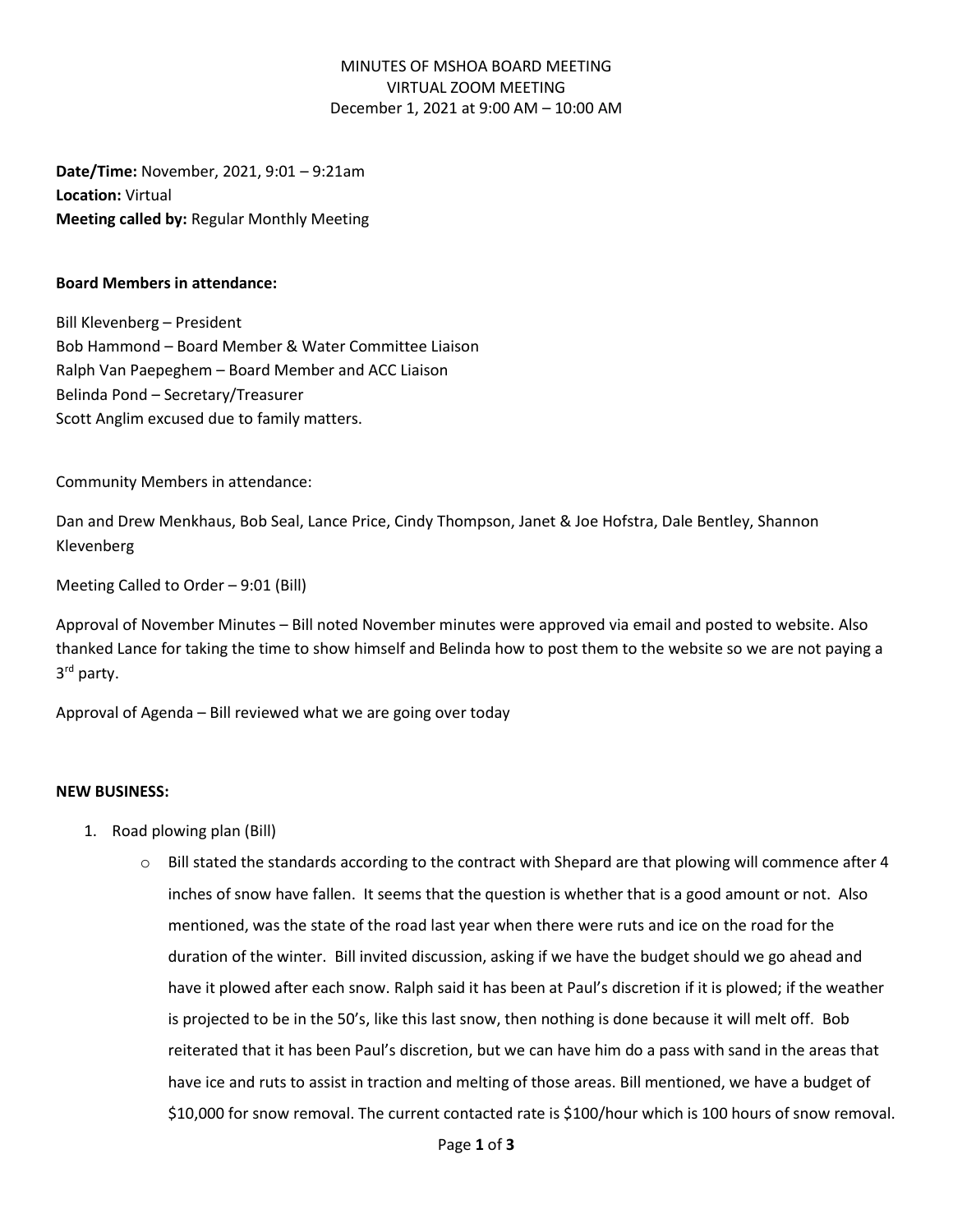MINUTES OF MSHOA BOARD MEETING
VIRTUAL ZOOM MEETING
December 1, 2021 at 9:00 AM – 10:00 AM

**Date/Time:** November, 2021, 9:01 – 9:21am
**Location:** Virtual
**Meeting called by:** Regular Monthly Meeting

**Board Members in attendance:**

Bill Klevenberg – President
Bob Hammond – Board Member & Water Committee Liaison
Ralph Van Paepeghem – Board Member and ACC Liaison
Belinda Pond – Secretary/Treasurer
Scott Anglim excused due to family matters.

Community Members in attendance:

Dan and Drew Menkhaus, Bob Seal, Lance Price, Cindy Thompson, Janet & Joe Hofstra, Dale Bentley, Shannon Klevenberg

Meeting Called to Order – 9:01 (Bill)

Approval of November Minutes – Bill noted November minutes were approved via email and posted to website. Also thanked Lance for taking the time to show himself and Belinda how to post them to the website so we are not paying a 3rd party.

Approval of Agenda – Bill reviewed what we are going over today

**NEW BUSINESS:**

1. Road plowing plan (Bill)
   - Bill stated the standards according to the contract with Shepard are that plowing will commence after 4 inches of snow have fallen. It seems that the question is whether that is a good amount or not. Also mentioned, was the state of the road last year when there were ruts and ice on the road for the duration of the winter. Bill invited discussion, asking if we have the budget should we go ahead and have it plowed after each snow. Ralph said it has been at Paul's discretion if it is plowed; if the weather is projected to be in the 50's, like this last snow, then nothing is done because it will melt off. Bob reiterated that it has been Paul's discretion, but we can have him do a pass with sand in the areas that have ice and ruts to assist in traction and melting of those areas. Bill mentioned, we have a budget of $10,000 for snow removal. The current contacted rate is $100/hour which is 100 hours of snow removal.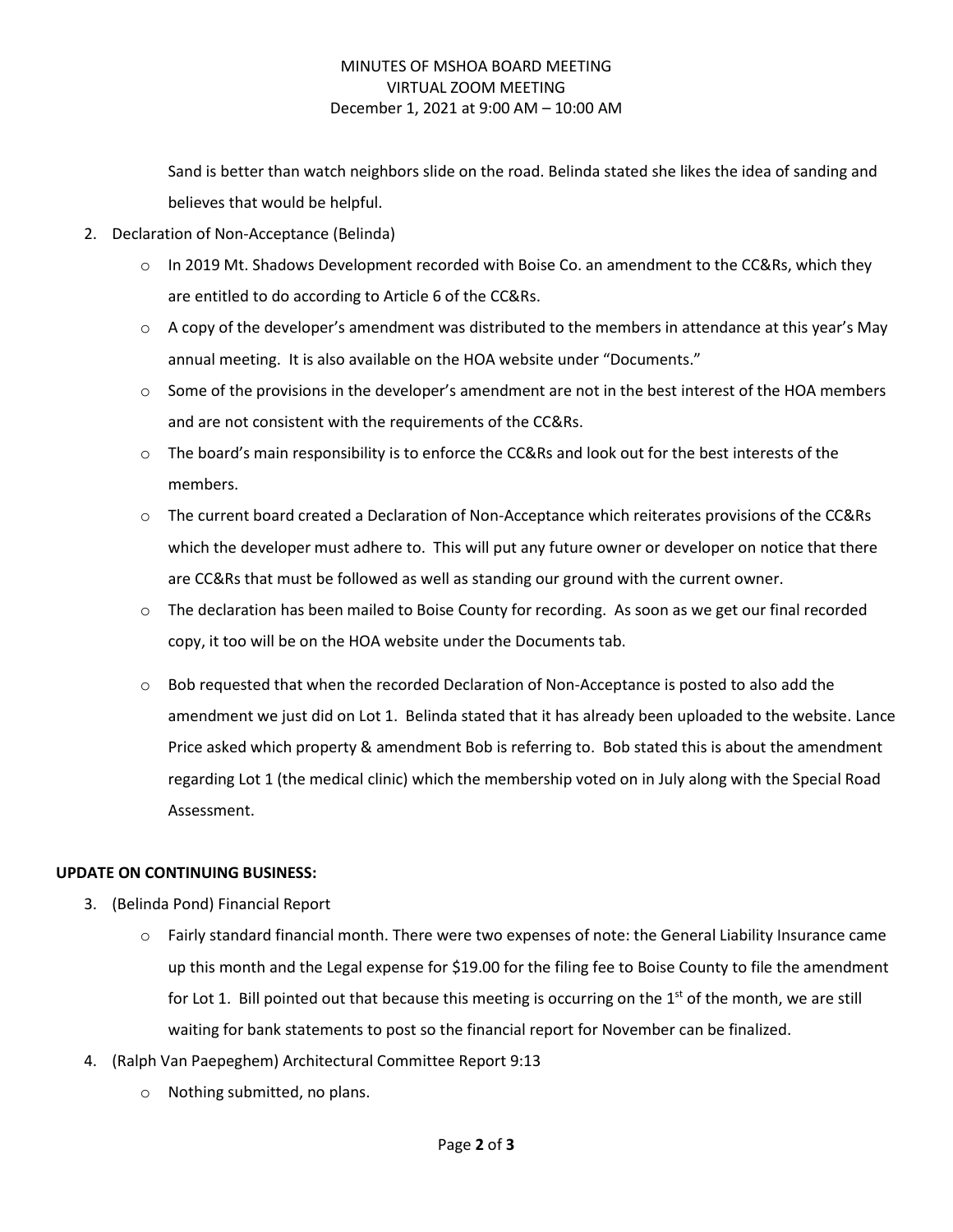MINUTES OF MSHOA BOARD MEETING
VIRTUAL ZOOM MEETING
December 1, 2021 at 9:00 AM – 10:00 AM

Sand is better than watch neighbors slide on the road. Belinda stated she likes the idea of sanding and believes that would be helpful.

2. Declaration of Non-Acceptance (Belinda)
   - In 2019 Mt. Shadows Development recorded with Boise Co. an amendment to the CC&Rs, which they are entitled to do according to Article 6 of the CC&Rs.
   - A copy of the developer's amendment was distributed to the members in attendance at this year's May annual meeting. It is also available on the HOA website under "Documents."
   - Some of the provisions in the developer's amendment are not in the best interest of the HOA members and are not consistent with the requirements of the CC&Rs.
   - The board's main responsibility is to enforce the CC&Rs and look out for the best interests of the members.
   - The current board created a Declaration of Non-Acceptance which reiterates provisions of the CC&Rs which the developer must adhere to. This will put any future owner or developer on notice that there are CC&Rs that must be followed as well as standing our ground with the current owner.
   - The declaration has been mailed to Boise County for recording. As soon as we get our final recorded copy, it too will be on the HOA website under the Documents tab.
   - Bob requested that when the recorded Declaration of Non-Acceptance is posted to also add the amendment we just did on Lot 1. Belinda stated that it has already been uploaded to the website. Lance Price asked which property & amendment Bob is referring to. Bob stated this is about the amendment regarding Lot 1 (the medical clinic) which the membership voted on in July along with the Special Road Assessment.

**UPDATE ON CONTINUING BUSINESS:**

3. (Belinda Pond) Financial Report
   - Fairly standard financial month. There were two expenses of note: the General Liability Insurance came up this month and the Legal expense for $19.00 for the filing fee to Boise County to file the amendment for Lot 1. Bill pointed out that because this meeting is occurring on the 1st of the month, we are still waiting for bank statements to post so the financial report for November can be finalized.
4. (Ralph Van Paepeghem) Architectural Committee Report 9:13
   - Nothing submitted, no plans.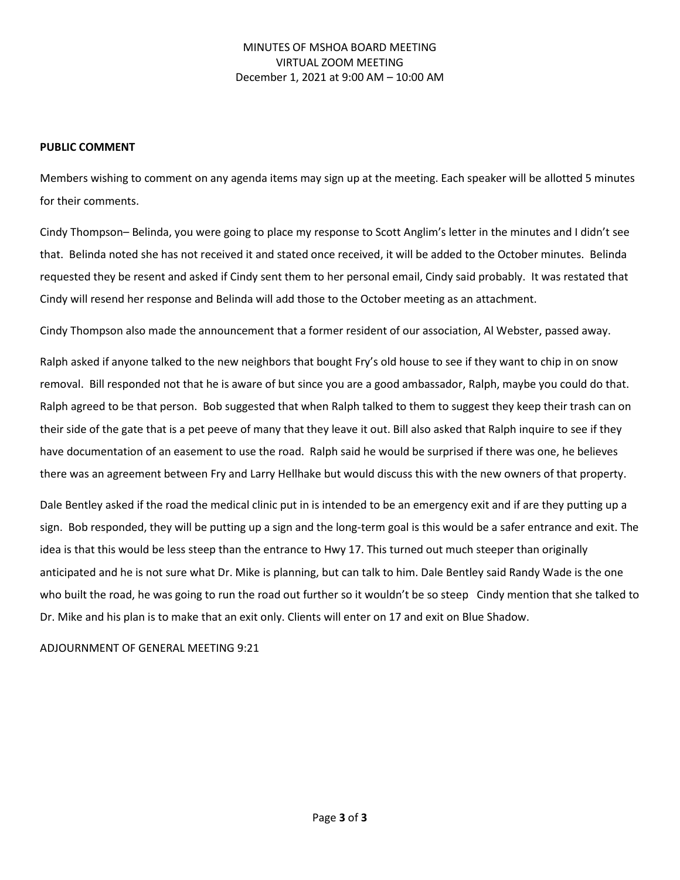MINUTES OF MSHOA BOARD MEETING
VIRTUAL ZOOM MEETING
December 1, 2021 at 9:00 AM – 10:00 AM

**PUBLIC COMMENT**

Members wishing to comment on any agenda items may sign up at the meeting. Each speaker will be allotted 5 minutes for their comments.

Cindy Thompson– Belinda, you were going to place my response to Scott Anglim's letter in the minutes and I didn't see that. Belinda noted she has not received it and stated once received, it will be added to the October minutes. Belinda requested they be resent and asked if Cindy sent them to her personal email, Cindy said probably. It was restated that Cindy will resend her response and Belinda will add those to the October meeting as an attachment.

Cindy Thompson also made the announcement that a former resident of our association, Al Webster, passed away.

Ralph asked if anyone talked to the new neighbors that bought Fry's old house to see if they want to chip in on snow removal. Bill responded not that he is aware of but since you are a good ambassador, Ralph, maybe you could do that. Ralph agreed to be that person. Bob suggested that when Ralph talked to them to suggest they keep their trash can on their side of the gate that is a pet peeve of many that they leave it out. Bill also asked that Ralph inquire to see if they have documentation of an easement to use the road. Ralph said he would be surprised if there was one, he believes there was an agreement between Fry and Larry Hellhake but would discuss this with the new owners of that property.

Dale Bentley asked if the road the medical clinic put in is intended to be an emergency exit and if are they putting up a sign. Bob responded, they will be putting up a sign and the long-term goal is this would be a safer entrance and exit. The idea is that this would be less steep than the entrance to Hwy 17. This turned out much steeper than originally anticipated and he is not sure what Dr. Mike is planning, but can talk to him. Dale Bentley said Randy Wade is the one who built the road, he was going to run the road out further so it wouldn't be so steep Cindy mention that she talked to Dr. Mike and his plan is to make that an exit only. Clients will enter on 17 and exit on Blue Shadow.

ADJOURNMENT OF GENERAL MEETING 9:21